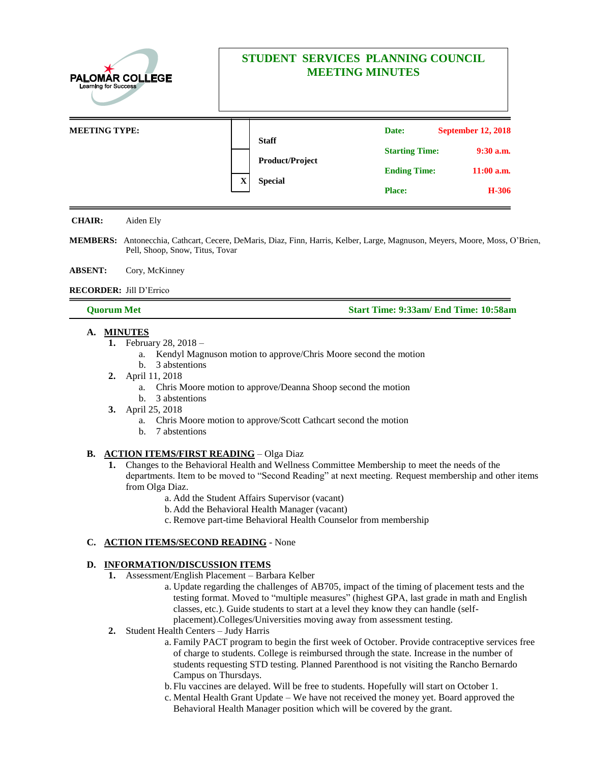PALOMAR COLLEGE
Learning for Success

# STUDENT SERVICES PLANNING COUNCIL MEETING MINUTES

| MEETING TYPE: | | | | |
|---|---|---|---|---|
| | | Staff | Date: | September 12, 2018 |
| | | Product/Project | Starting Time: | 9:30 a.m. |
| | X | Special | Ending Time: | 11:00 a.m. |
| | | | Place: | H-306 |

**CHAIR:** Aiden Ely

**MEMBERS:** Antonecchia, Cathcart, Cecere, DeMaris, Diaz, Finn, Harris, Kelber, Large, Magnuson, Meyers, Moore, Moss, O'Brien, Pell, Shoop, Snow, Titus, Tovar

**ABSENT:** Cory, McKinney

**RECORDER:** Jill D'Errico

**Quorum Met** | **Start Time: 9:33am/ End Time: 10:58am**

## A. MINUTES

1. February 28, 2018 –
   a. Kendyl Magnuson motion to approve/Chris Moore second the motion
   b. 3 abstentions
2. April 11, 2018
   a. Chris Moore motion to approve/Deanna Shoop second the motion
   b. 3 abstentions
3. April 25, 2018
   a. Chris Moore motion to approve/Scott Cathcart second the motion
   b. 7 abstentions

## B. ACTION ITEMS/FIRST READING – Olga Diaz

1. Changes to the Behavioral Health and Wellness Committee Membership to meet the needs of the departments. Item to be moved to "Second Reading" at next meeting. Request membership and other items from Olga Diaz.
   a. Add the Student Affairs Supervisor (vacant)
   b. Add the Behavioral Health Manager (vacant)
   c. Remove part-time Behavioral Health Counselor from membership

## C. ACTION ITEMS/SECOND READING - None

## D. INFORMATION/DISCUSSION ITEMS

1. Assessment/English Placement – Barbara Kelber
   a. Update regarding the challenges of AB705, impact of the timing of placement tests and the testing format. Moved to "multiple measures" (highest GPA, last grade in math and English classes, etc.). Guide students to start at a level they know they can handle (self-placement).Colleges/Universities moving away from assessment testing.
2. Student Health Centers – Judy Harris
   a. Family PACT program to begin the first week of October. Provide contraceptive services free of charge to students. College is reimbursed through the state. Increase in the number of students requesting STD testing. Planned Parenthood is not visiting the Rancho Bernardo Campus on Thursdays.
   b. Flu vaccines are delayed. Will be free to students. Hopefully will start on October 1.
   c. Mental Health Grant Update – We have not received the money yet. Board approved the Behavioral Health Manager position which will be covered by the grant.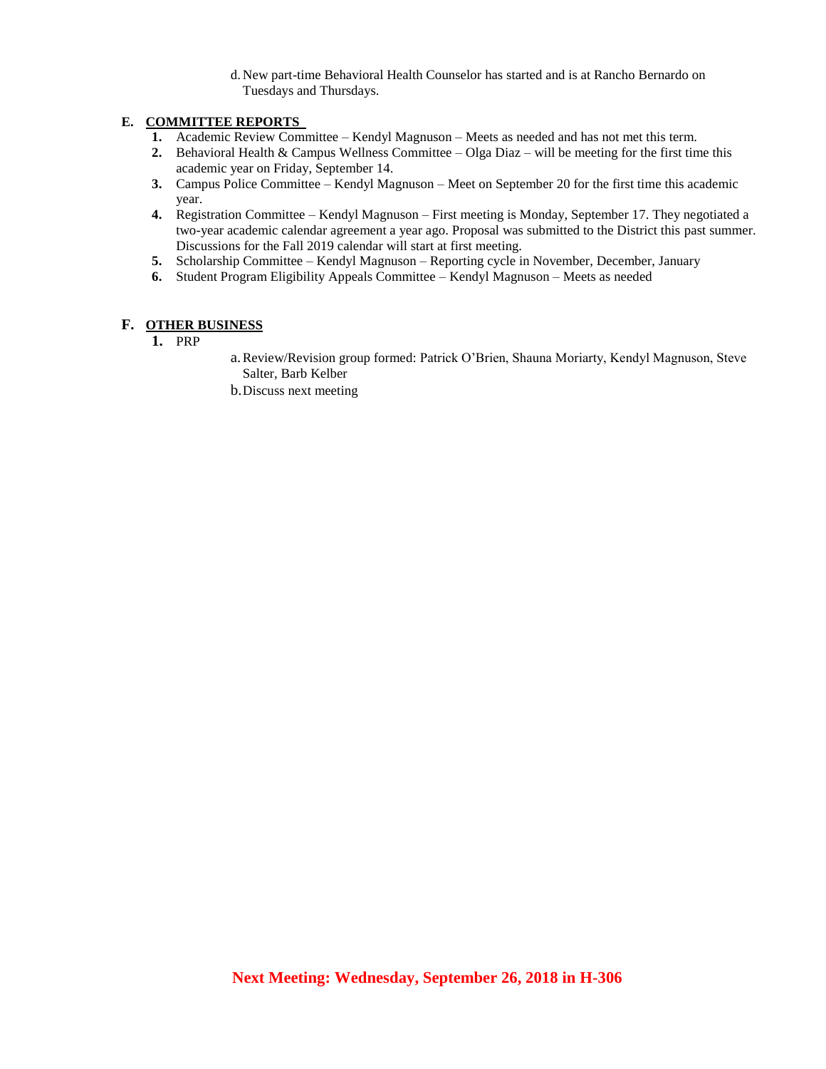d. New part-time Behavioral Health Counselor has started and is at Rancho Bernardo on Tuesdays and Thursdays.

## E. COMMITTEE REPORTS

1. Academic Review Committee – Kendyl Magnuson – Meets as needed and has not met this term.
2. Behavioral Health & Campus Wellness Committee – Olga Diaz – will be meeting for the first time this academic year on Friday, September 14.
3. Campus Police Committee – Kendyl Magnuson – Meet on September 20 for the first time this academic year.
4. Registration Committee – Kendyl Magnuson – First meeting is Monday, September 17. They negotiated a two-year academic calendar agreement a year ago. Proposal was submitted to the District this past summer. Discussions for the Fall 2019 calendar will start at first meeting.
5. Scholarship Committee – Kendyl Magnuson – Reporting cycle in November, December, January
6. Student Program Eligibility Appeals Committee – Kendyl Magnuson – Meets as needed

## F. OTHER BUSINESS

1. PRP
   a. Review/Revision group formed: Patrick O'Brien, Shauna Moriarty, Kendyl Magnuson, Steve Salter, Barb Kelber
   b. Discuss next meeting

**Next Meeting: Wednesday, September 26, 2018 in H-306**